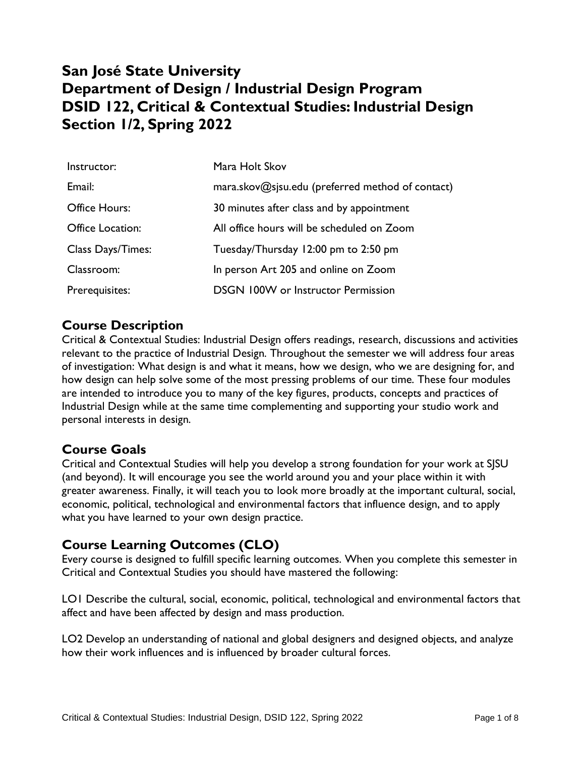# San José State University
# Department of Design / Industrial Design Program
# DSID 122, Critical & Contextual Studies: Industrial Design
# Section 1/2, Spring 2022

| | |
|---|---|
| Instructor: | Mara Holt Skov |
| Email: | mara.skov@sjsu.edu (preferred method of contact) |
| Office Hours: | 30 minutes after class and by appointment |
| Office Location: | All office hours will be scheduled on Zoom |
| Class Days/Times: | Tuesday/Thursday 12:00 pm to 2:50 pm |
| Classroom: | In person Art 205 and online on Zoom |
| Prerequisites: | DSGN 100W or Instructor Permission |

## Course Description

Critical & Contextual Studies: Industrial Design offers readings, research, discussions and activities relevant to the practice of Industrial Design. Throughout the semester we will address four areas of investigation: What design is and what it means, how we design, who we are designing for, and how design can help solve some of the most pressing problems of our time. These four modules are intended to introduce you to many of the key figures, products, concepts and practices of Industrial Design while at the same time complementing and supporting your studio work and personal interests in design.

## Course Goals

Critical and Contextual Studies will help you develop a strong foundation for your work at SJSU (and beyond). It will encourage you see the world around you and your place within it with greater awareness. Finally, it will teach you to look more broadly at the important cultural, social, economic, political, technological and environmental factors that influence design, and to apply what you have learned to your own design practice.

## Course Learning Outcomes (CLO)

Every course is designed to fulfill specific learning outcomes. When you complete this semester in Critical and Contextual Studies you should have mastered the following:

LO1 Describe the cultural, social, economic, political, technological and environmental factors that affect and have been affected by design and mass production.

LO2 Develop an understanding of national and global designers and designed objects, and analyze how their work influences and is influenced by broader cultural forces.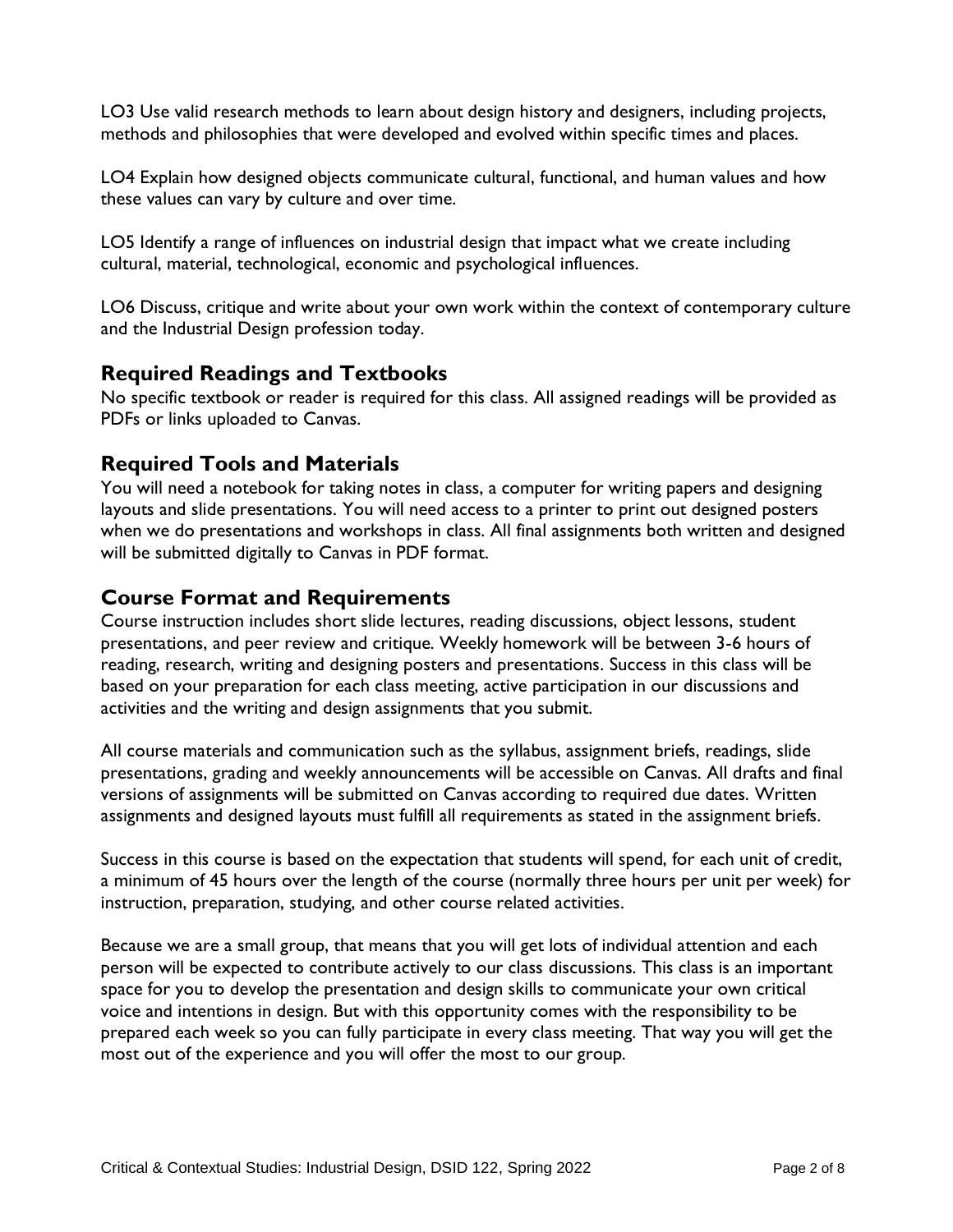LO3 Use valid research methods to learn about design history and designers, including projects, methods and philosophies that were developed and evolved within specific times and places.

LO4 Explain how designed objects communicate cultural, functional, and human values and how these values can vary by culture and over time.

LO5 Identify a range of influences on industrial design that impact what we create including cultural, material, technological, economic and psychological influences.

LO6 Discuss, critique and write about your own work within the context of contemporary culture and the Industrial Design profession today.

## Required Readings and Textbooks

No specific textbook or reader is required for this class. All assigned readings will be provided as PDFs or links uploaded to Canvas.

## Required Tools and Materials

You will need a notebook for taking notes in class, a computer for writing papers and designing layouts and slide presentations. You will need access to a printer to print out designed posters when we do presentations and workshops in class. All final assignments both written and designed will be submitted digitally to Canvas in PDF format.

## Course Format and Requirements

Course instruction includes short slide lectures, reading discussions, object lessons, student presentations, and peer review and critique. Weekly homework will be between 3-6 hours of reading, research, writing and designing posters and presentations. Success in this class will be based on your preparation for each class meeting, active participation in our discussions and activities and the writing and design assignments that you submit.

All course materials and communication such as the syllabus, assignment briefs, readings, slide presentations, grading and weekly announcements will be accessible on Canvas. All drafts and final versions of assignments will be submitted on Canvas according to required due dates. Written assignments and designed layouts must fulfill all requirements as stated in the assignment briefs.

Success in this course is based on the expectation that students will spend, for each unit of credit, a minimum of 45 hours over the length of the course (normally three hours per unit per week) for instruction, preparation, studying, and other course related activities.

Because we are a small group, that means that you will get lots of individual attention and each person will be expected to contribute actively to our class discussions. This class is an important space for you to develop the presentation and design skills to communicate your own critical voice and intentions in design. But with this opportunity comes with the responsibility to be prepared each week so you can fully participate in every class meeting. That way you will get the most out of the experience and you will offer the most to our group.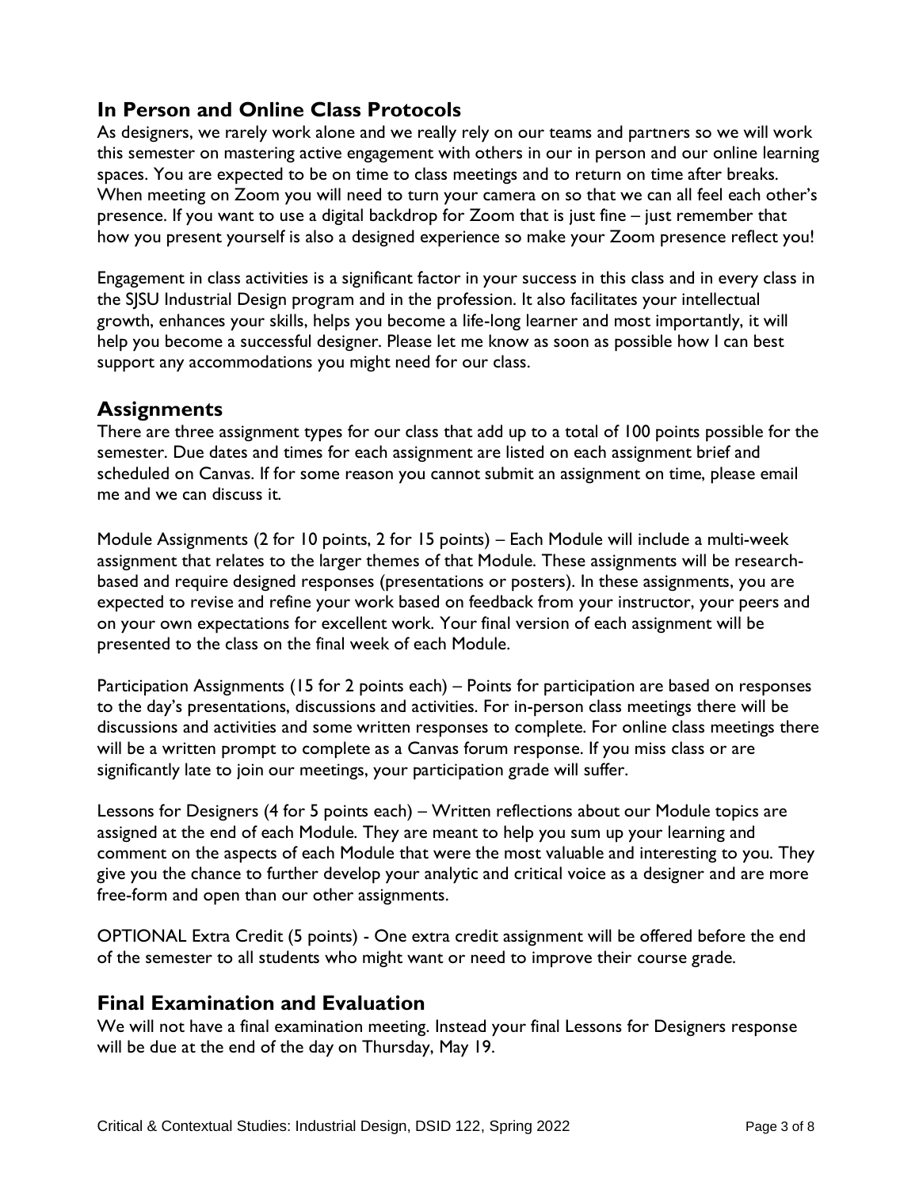## In Person and Online Class Protocols

As designers, we rarely work alone and we really rely on our teams and partners so we will work this semester on mastering active engagement with others in our in person and our online learning spaces. You are expected to be on time to class meetings and to return on time after breaks. When meeting on Zoom you will need to turn your camera on so that we can all feel each other's presence. If you want to use a digital backdrop for Zoom that is just fine – just remember that how you present yourself is also a designed experience so make your Zoom presence reflect you!

Engagement in class activities is a significant factor in your success in this class and in every class in the SJSU Industrial Design program and in the profession. It also facilitates your intellectual growth, enhances your skills, helps you become a life-long learner and most importantly, it will help you become a successful designer. Please let me know as soon as possible how I can best support any accommodations you might need for our class.

## Assignments

There are three assignment types for our class that add up to a total of 100 points possible for the semester. Due dates and times for each assignment are listed on each assignment brief and scheduled on Canvas. If for some reason you cannot submit an assignment on time, please email me and we can discuss it.

Module Assignments (2 for 10 points, 2 for 15 points) – Each Module will include a multi-week assignment that relates to the larger themes of that Module. These assignments will be research-based and require designed responses (presentations or posters). In these assignments, you are expected to revise and refine your work based on feedback from your instructor, your peers and on your own expectations for excellent work. Your final version of each assignment will be presented to the class on the final week of each Module.

Participation Assignments (15 for 2 points each) – Points for participation are based on responses to the day's presentations, discussions and activities. For in-person class meetings there will be discussions and activities and some written responses to complete. For online class meetings there will be a written prompt to complete as a Canvas forum response. If you miss class or are significantly late to join our meetings, your participation grade will suffer.

Lessons for Designers (4 for 5 points each) – Written reflections about our Module topics are assigned at the end of each Module. They are meant to help you sum up your learning and comment on the aspects of each Module that were the most valuable and interesting to you. They give you the chance to further develop your analytic and critical voice as a designer and are more free-form and open than our other assignments.

OPTIONAL Extra Credit (5 points) - One extra credit assignment will be offered before the end of the semester to all students who might want or need to improve their course grade.

## Final Examination and Evaluation

We will not have a final examination meeting. Instead your final Lessons for Designers response will be due at the end of the day on Thursday, May 19.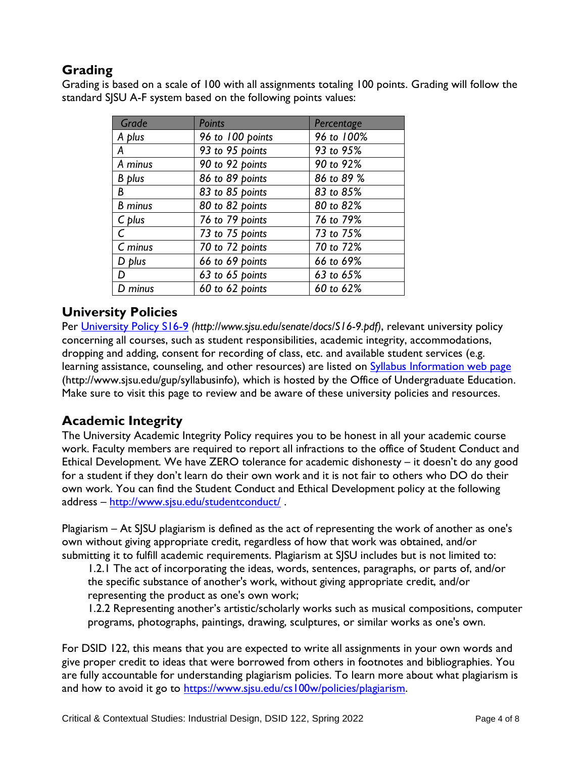## Grading

Grading is based on a scale of 100 with all assignments totaling 100 points. Grading will follow the standard SJSU A-F system based on the following points values:

| *Grade* | *Points* | *Percentage* |
|---|---|---|
| *A plus* | *96 to 100 points* | *96 to 100%* |
| *A* | *93 to 95 points* | *93 to 95%* |
| *A minus* | *90 to 92 points* | *90 to 92%* |
| *B plus* | *86 to 89 points* | *86 to 89 %* |
| *B* | *83 to 85 points* | *83 to 85%* |
| *B minus* | *80 to 82 points* | *80 to 82%* |
| *C plus* | *76 to 79 points* | *76 to 79%* |
| *C* | *73 to 75 points* | *73 to 75%* |
| *C minus* | *70 to 72 points* | *70 to 72%* |
| *D plus* | *66 to 69 points* | *66 to 69%* |
| *D* | *63 to 65 points* | *63 to 65%* |
| *D minus* | *60 to 62 points* | *60 to 62%* |

## University Policies

Per [University Policy S16-9](http://www.sjsu.edu/senate/docs/S16-9.pdf) *(http://www.sjsu.edu/senate/docs/S16-9.pdf)*, relevant university policy concerning all courses, such as student responsibilities, academic integrity, accommodations, dropping and adding, consent for recording of class, etc. and available student services (e.g. learning assistance, counseling, and other resources) are listed on [Syllabus Information web page](http://www.sjsu.edu/gup/syllabusinfo) (http://www.sjsu.edu/gup/syllabusinfo), which is hosted by the Office of Undergraduate Education. Make sure to visit this page to review and be aware of these university policies and resources.

## Academic Integrity

The University Academic Integrity Policy requires you to be honest in all your academic course work. Faculty members are required to report all infractions to the office of Student Conduct and Ethical Development. We have ZERO tolerance for academic dishonesty – it doesn't do any good for a student if they don't learn do their own work and it is not fair to others who DO do their own work. You can find the Student Conduct and Ethical Development policy at the following address – http://www.sjsu.edu/studentconduct/ .

Plagiarism – At SJSU plagiarism is defined as the act of representing the work of another as one's own without giving appropriate credit, regardless of how that work was obtained, and/or submitting it to fulfill academic requirements. Plagiarism at SJSU includes but is not limited to:

1.2.1 The act of incorporating the ideas, words, sentences, paragraphs, or parts of, and/or the specific substance of another's work, without giving appropriate credit, and/or representing the product as one's own work;

1.2.2 Representing another's artistic/scholarly works such as musical compositions, computer programs, photographs, paintings, drawing, sculptures, or similar works as one's own.

For DSID 122, this means that you are expected to write all assignments in your own words and give proper credit to ideas that were borrowed from others in footnotes and bibliographies. You are fully accountable for understanding plagiarism policies. To learn more about what plagiarism is and how to avoid it go to https://www.sjsu.edu/cs100w/policies/plagiarism.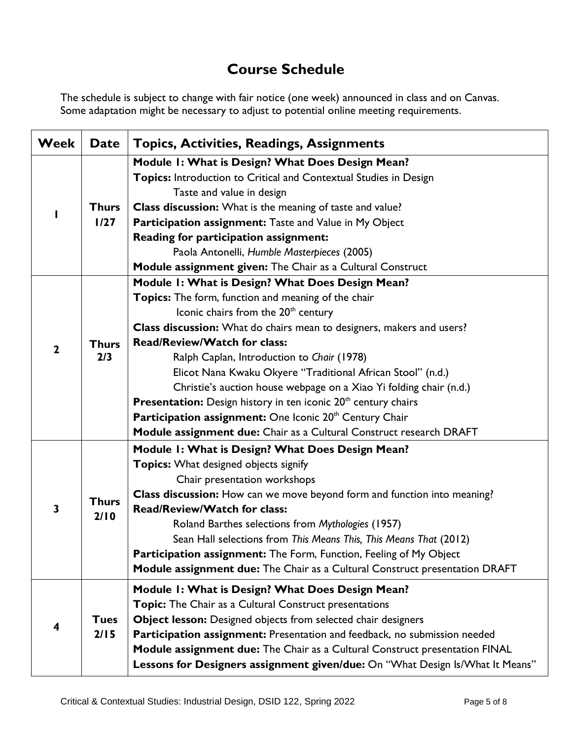# Course Schedule

The schedule is subject to change with fair notice (one week) announced in class and on Canvas. Some adaptation might be necessary to adjust to potential online meeting requirements.

| Week | Date | Topics, Activities, Readings, Assignments |
|---|---|---|
| 1 | Thurs 1/27 | **Module 1: What is Design? What Does Design Mean?**<br>**Topics:** Introduction to Critical and Contextual Studies in Design<br>Taste and value in design<br>**Class discussion:** What is the meaning of taste and value?<br>**Participation assignment:** Taste and Value in My Object<br>**Reading for participation assignment:**<br>Paola Antonelli, *Humble Masterpieces* (2005)<br>**Module assignment given:** The Chair as a Cultural Construct |
| 2 | Thurs 2/3 | **Module 1: What is Design? What Does Design Mean?**<br>**Topics:** The form, function and meaning of the chair<br>Iconic chairs from the 20th century<br>**Class discussion:** What do chairs mean to designers, makers and users?<br>**Read/Review/Watch for class:**<br>Ralph Caplan, Introduction to *Chair* (1978)<br>Elicot Nana Kwaku Okyere "Traditional African Stool" (n.d.)<br>Christie's auction house webpage on a Xiao Yi folding chair (n.d.)<br>**Presentation:** Design history in ten iconic 20th century chairs<br>**Participation assignment:** One Iconic 20th Century Chair<br>**Module assignment due:** Chair as a Cultural Construct research DRAFT |
| 3 | Thurs 2/10 | **Module 1: What is Design? What Does Design Mean?**<br>**Topics:** What designed objects signify<br>Chair presentation workshops<br>**Class discussion:** How can we move beyond form and function into meaning?<br>**Read/Review/Watch for class:**<br>Roland Barthes selections from *Mythologies* (1957)<br>Sean Hall selections from *This Means This, This Means That* (2012)<br>**Participation assignment:** The Form, Function, Feeling of My Object<br>**Module assignment due:** The Chair as a Cultural Construct presentation DRAFT |
| 4 | Tues 2/15 | **Module 1: What is Design? What Does Design Mean?**<br>**Topic:** The Chair as a Cultural Construct presentations<br>**Object lesson:** Designed objects from selected chair designers<br>**Participation assignment:** Presentation and feedback, no submission needed<br>**Module assignment due:** The Chair as a Cultural Construct presentation FINAL<br>**Lessons for Designers assignment given/due:** On "What Design Is/What It Means" |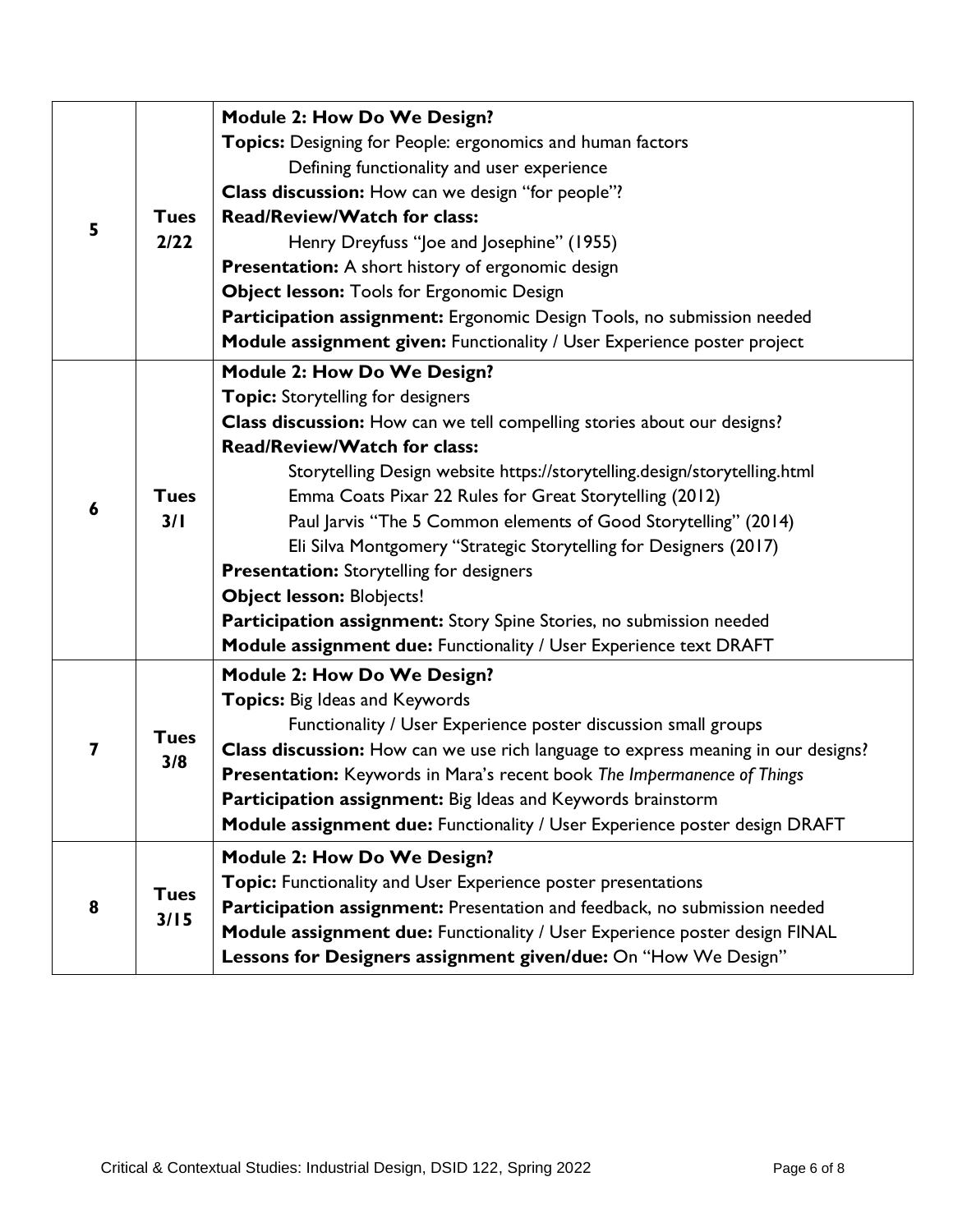| | | |
|---|---|---|
| 5 | Tues 2/22 | **Module 2: How Do We Design?**<br>**Topics:** Designing for People: ergonomics and human factors<br>Defining functionality and user experience<br>**Class discussion:** How can we design "for people"?<br>**Read/Review/Watch for class:**<br>Henry Dreyfuss "Joe and Josephine" (1955)<br>**Presentation:** A short history of ergonomic design<br>**Object lesson:** Tools for Ergonomic Design<br>**Participation assignment:** Ergonomic Design Tools, no submission needed<br>**Module assignment given:** Functionality / User Experience poster project |
| 6 | Tues 3/1 | **Module 2: How Do We Design?**<br>**Topic:** Storytelling for designers<br>**Class discussion:** How can we tell compelling stories about our designs?<br>**Read/Review/Watch for class:**<br>Storytelling Design website https://storytelling.design/storytelling.html<br>Emma Coats Pixar 22 Rules for Great Storytelling (2012)<br>Paul Jarvis "The 5 Common elements of Good Storytelling" (2014)<br>Eli Silva Montgomery "Strategic Storytelling for Designers (2017)<br>**Presentation:** Storytelling for designers<br>**Object lesson:** Blobjects!<br>**Participation assignment:** Story Spine Stories, no submission needed<br>**Module assignment due:** Functionality / User Experience text DRAFT |
| 7 | Tues 3/8 | **Module 2: How Do We Design?**<br>**Topics:** Big Ideas and Keywords<br>Functionality / User Experience poster discussion small groups<br>**Class discussion:** How can we use rich language to express meaning in our designs?<br>**Presentation:** Keywords in Mara's recent book *The Impermanence of Things*<br>**Participation assignment:** Big Ideas and Keywords brainstorm<br>**Module assignment due:** Functionality / User Experience poster design DRAFT |
| 8 | Tues 3/15 | **Module 2: How Do We Design?**<br>**Topic:** Functionality and User Experience poster presentations<br>**Participation assignment:** Presentation and feedback, no submission needed<br>**Module assignment due:** Functionality / User Experience poster design FINAL<br>**Lessons for Designers assignment given/due:** On "How We Design" |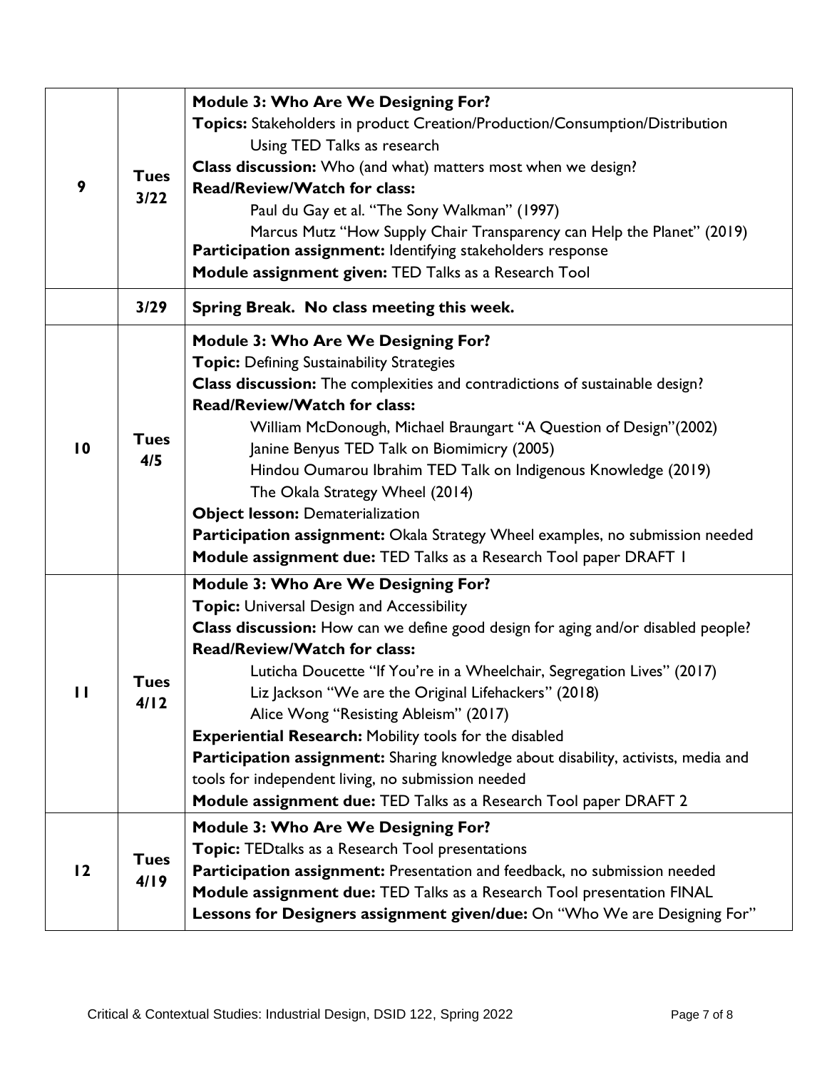| | | |
|---|---|---|
| 9 | **Tues 3/22** | **Module 3: Who Are We Designing For?**<br>**Topics:** Stakeholders in product Creation/Production/Consumption/Distribution<br>Using TED Talks as research<br>**Class discussion:** Who (and what) matters most when we design?<br>**Read/Review/Watch for class:**<br>Paul du Gay et al. "The Sony Walkman" (1997)<br>Marcus Mutz "How Supply Chair Transparency can Help the Planet" (2019)<br>**Participation assignment:** Identifying stakeholders response<br>**Module assignment given:** TED Talks as a Research Tool |
| | **3/29** | **Spring Break. No class meeting this week.** |
| 10 | **Tues 4/5** | **Module 3: Who Are We Designing For?**<br>**Topic:** Defining Sustainability Strategies<br>**Class discussion:** The complexities and contradictions of sustainable design?<br>**Read/Review/Watch for class:**<br>William McDonough, Michael Braungart "A Question of Design"(2002)<br>Janine Benyus TED Talk on Biomimicry (2005)<br>Hindou Oumarou Ibrahim TED Talk on Indigenous Knowledge (2019)<br>The Okala Strategy Wheel (2014)<br>**Object lesson:** Dematerialization<br>**Participation assignment:** Okala Strategy Wheel examples, no submission needed<br>**Module assignment due:** TED Talks as a Research Tool paper DRAFT 1 |
| 11 | **Tues 4/12** | **Module 3: Who Are We Designing For?**<br>**Topic:** Universal Design and Accessibility<br>**Class discussion:** How can we define good design for aging and/or disabled people?<br>**Read/Review/Watch for class:**<br>Luticha Doucette "If You're in a Wheelchair, Segregation Lives" (2017)<br>Liz Jackson "We are the Original Lifehackers" (2018)<br>Alice Wong "Resisting Ableism" (2017)<br>**Experiential Research:** Mobility tools for the disabled<br>**Participation assignment:** Sharing knowledge about disability, activists, media and tools for independent living, no submission needed<br>**Module assignment due:** TED Talks as a Research Tool paper DRAFT 2 |
| 12 | **Tues 4/19** | **Module 3: Who Are We Designing For?**<br>**Topic:** TEDtalks as a Research Tool presentations<br>**Participation assignment:** Presentation and feedback, no submission needed<br>**Module assignment due:** TED Talks as a Research Tool presentation FINAL<br>**Lessons for Designers assignment given/due:** On "Who We are Designing For" |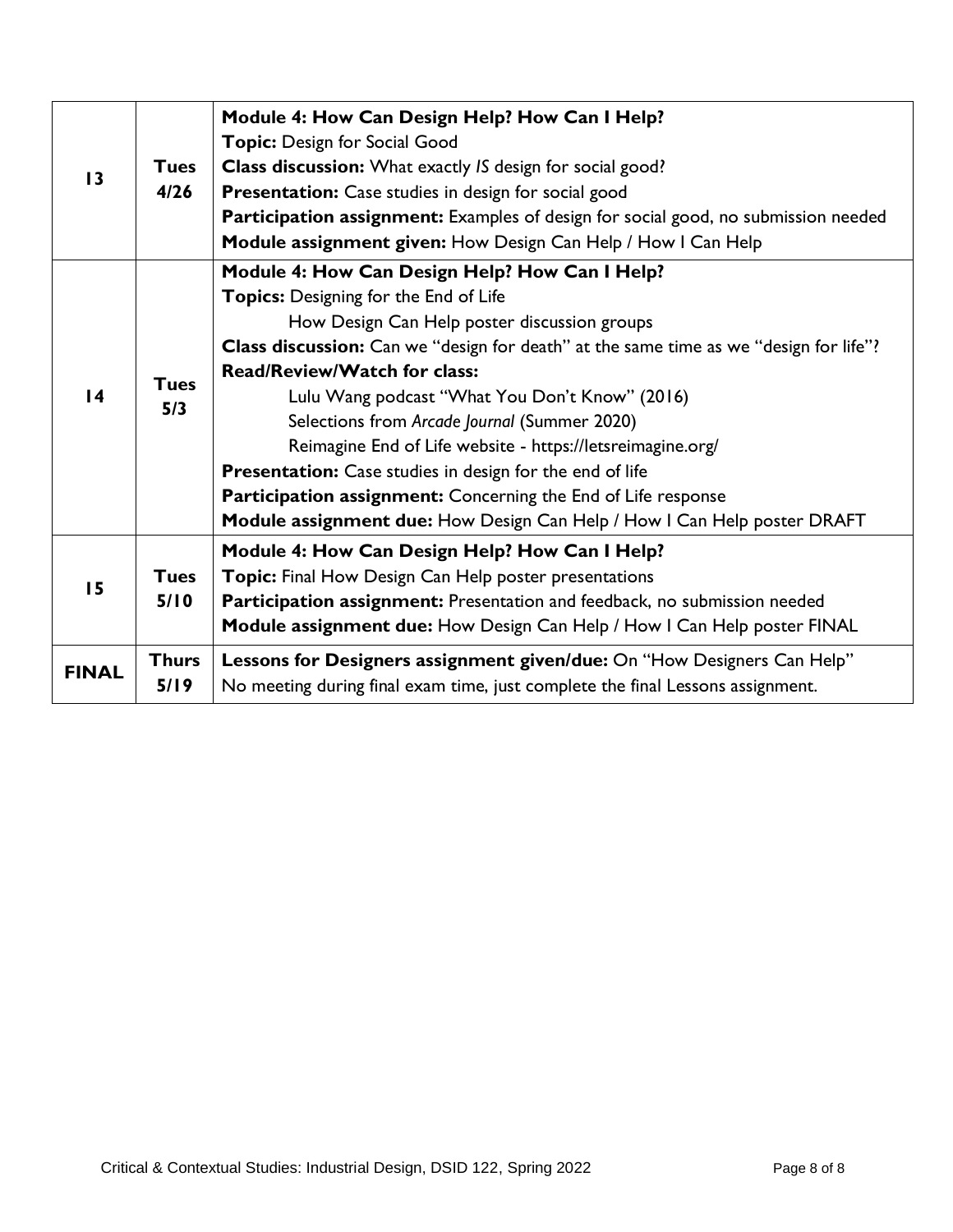| | | |
|---|---|---|
| **13** | **Tues 4/26** | **Module 4: How Can Design Help? How Can I Help?**<br>**Topic:** Design for Social Good<br>**Class discussion:** What exactly *IS* design for social good?<br>**Presentation:** Case studies in design for social good<br>**Participation assignment:** Examples of design for social good, no submission needed<br>**Module assignment given:** How Design Can Help / How I Can Help |
| **14** | **Tues 5/3** | **Module 4: How Can Design Help? How Can I Help?**<br>**Topics:** Designing for the End of Life<br>How Design Can Help poster discussion groups<br>**Class discussion:** Can we "design for death" at the same time as we "design for life"?<br>**Read/Review/Watch for class:**<br>Lulu Wang podcast "What You Don't Know" (2016)<br>Selections from *Arcade Journal* (Summer 2020)<br>Reimagine End of Life website - https://letsreimagine.org/<br>**Presentation:** Case studies in design for the end of life<br>**Participation assignment:** Concerning the End of Life response<br>**Module assignment due:** How Design Can Help / How I Can Help poster DRAFT |
| **15** | **Tues 5/10** | **Module 4: How Can Design Help? How Can I Help?**<br>**Topic:** Final How Design Can Help poster presentations<br>**Participation assignment:** Presentation and feedback, no submission needed<br>**Module assignment due:** How Design Can Help / How I Can Help poster FINAL |
| **FINAL** | **Thurs 5/19** | **Lessons for Designers assignment given/due:** On "How Designers Can Help"<br>No meeting during final exam time, just complete the final Lessons assignment. |